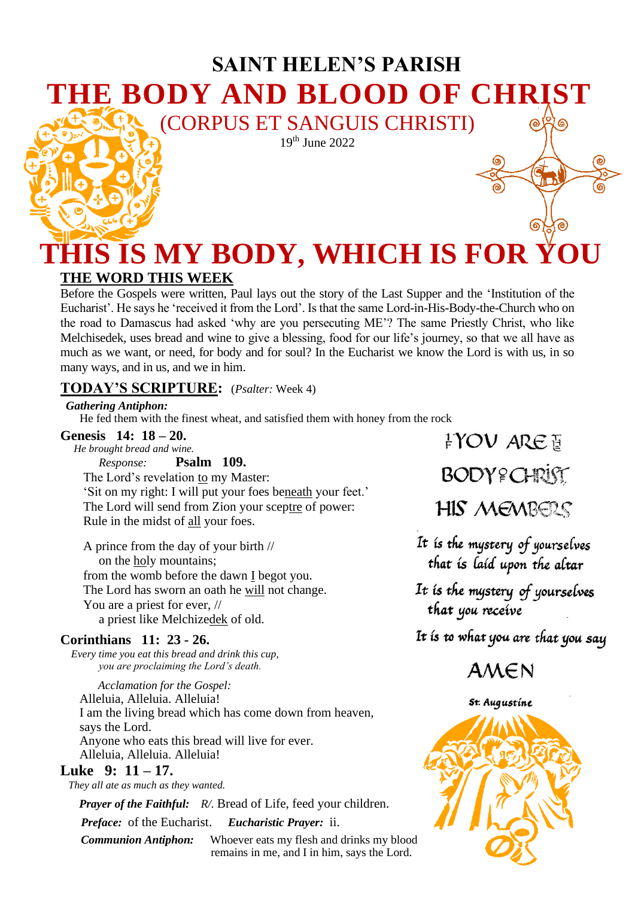# SAINT HELEN'S PARISH

# THE BODY AND BLOOD OF CHRIST

(CORPUS ET SANGUIS CHRISTI)

19th June 2022

# THIS IS MY BODY, WHICH IS FOR YOU

## THE WORD THIS WEEK

Before the Gospels were written, Paul lays out the story of the Last Supper and the 'Institution of the Eucharist'. He says he 'received it from the Lord'. Is that the same Lord-in-His-Body-the-Church who on the road to Damascus had asked 'why are you persecuting ME'? The same Priestly Christ, who like Melchisedek, uses bread and wine to give a blessing, food for our life's journey, so that we all have as much as we want, or need, for body and for soul? In the Eucharist we know the Lord is with us, in so many ways, and in us, and we in him.

## TODAY'S SCRIPTURE: (*Psalter:* Week 4)

***Gathering Antiphon:***

He fed them with the finest wheat, and satisfied them with honey from the rock

**Genesis 14: 18 – 20.**

*He brought bread and wine.*

*Response:* **Psalm 109.**

The Lord's revelation to my Master:
'Sit on my right: I will put your foes beneath your feet.'
The Lord will send from Zion your sceptre of power:
Rule in the midst of all your foes.

A prince from the day of your birth //
on the holy mountains;
from the womb before the dawn I begot you.
The Lord has sworn an oath he will not change.
You are a priest for ever, //
a priest like Melchizedek of old.

**Corinthians 11: 23 - 26.**

*Every time you eat this bread and drink this cup,*
*you are proclaiming the Lord's death.*

*Acclamation for the Gospel:*

Alleluia, Alleluia. Alleluia!
I am the living bread which has come down from heaven,
says the Lord.
Anyone who eats this bread will live for ever.
Alleluia, Alleluia. Alleluia!

**Luke 9: 11 – 17.**

*They all ate as much as they wanted.*

***Prayer of the Faithful:*** *R/.* Bread of Life, feed your children.

***Preface:*** of the Eucharist. ***Eucharistic Prayer:*** ii.

***Communion Antiphon:*** Whoever eats my flesh and drinks my blood remains in me, and I in him, says the Lord.

YOU ARE BODY CHRIST HIS MEMBERS

It is the mystery of yourselves that is laid upon the altar

It is the mystery of yourselves that you receive

It is to what you are that you say

AMEN

St. Augustine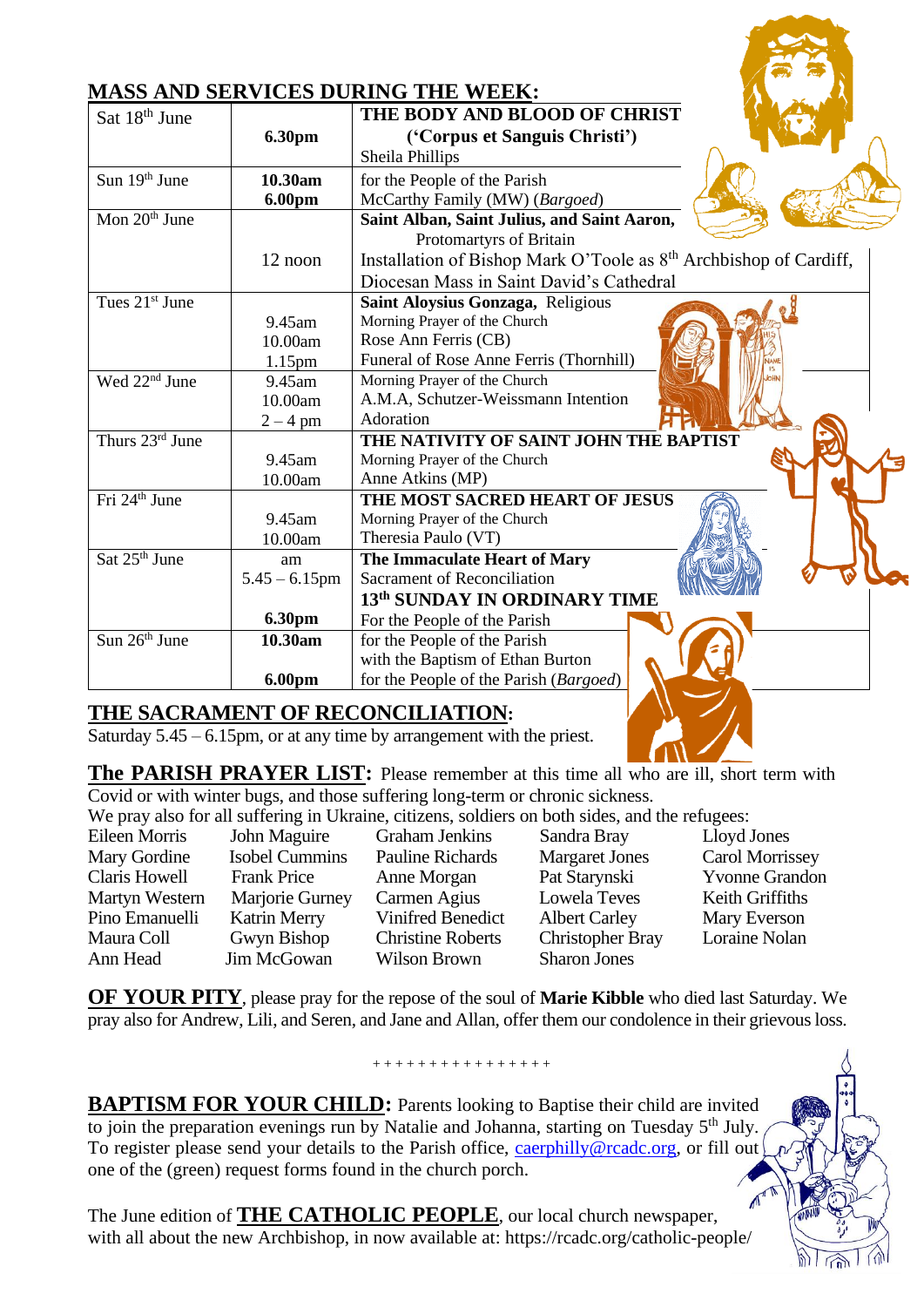## MASS AND SERVICES DURING THE WEEK:

| | | |
|---|---|---|
| Sat 18th June | **6.30pm** | **THE BODY AND BLOOD OF CHRIST** **(‘Corpus et Sanguis Christi’)** Sheila Phillips |
| Sun 19th June | **10.30am** **6.00pm** | for the People of the Parish McCarthy Family (MW) (*Bargoed*) |
| Mon 20th June | 12 noon | **Saint Alban, Saint Julius, and Saint Aaron,** Protomartyrs of Britain Installation of Bishop Mark O’Toole as 8th Archbishop of Cardiff, Diocesan Mass in Saint David’s Cathedral |
| Tues 21st June | 9.45am 10.00am 1.15pm | **Saint Aloysius Gonzaga,** Religious Morning Prayer of the Church Rose Ann Ferris (CB) Funeral of Rose Anne Ferris (Thornhill) |
| Wed 22nd June | 9.45am 10.00am 2 – 4 pm | Morning Prayer of the Church A.M.A, Schutzer-Weissmann Intention Adoration |
| Thurs 23rd June | 9.45am 10.00am | **THE NATIVITY OF SAINT JOHN THE BAPTIST** Morning Prayer of the Church Anne Atkins (MP) |
| Fri 24th June | 9.45am 10.00am | **THE MOST SACRED HEART OF JESUS** Morning Prayer of the Church Theresia Paulo (VT) |
| Sat 25th June | am 5.45 – 6.15pm **6.30pm** | **The Immaculate Heart of Mary** Sacrament of Reconciliation **13th SUNDAY IN ORDINARY TIME** For the People of the Parish |
| Sun 26th June | **10.30am** **6.00pm** | for the People of the Parish with the Baptism of Ethan Burton for the People of the Parish (*Bargoed*) |

**THE SACRAMENT OF RECONCILIATION:**
Saturday 5.45 – 6.15pm, or at any time by arrangement with the priest.

**The PARISH PRAYER LIST:** Please remember at this time all who are ill, short term with Covid or with winter bugs, and those suffering long-term or chronic sickness.
We pray also for all suffering in Ukraine, citizens, soldiers on both sides, and the refugees:

| | | | | |
|---|---|---|---|---|
| Eileen Morris | John Maguire | Graham Jenkins | Sandra Bray | Lloyd Jones |
| Mary Gordine | Isobel Cummins | Pauline Richards | Margaret Jones | Carol Morrissey |
| Claris Howell | Frank Price | Anne Morgan | Pat Starynski | Yvonne Grandon |
| Martyn Western | Marjorie Gurney | Carmen Agius | Lowela Teves | Keith Griffiths |
| Pino Emanuelli | Katrin Merry | Vinifred Benedict | Albert Carley | Mary Everson |
| Maura Coll | Gwyn Bishop | Christine Roberts | Christopher Bray | Loraine Nolan |
| Ann Head | Jim McGowan | Wilson Brown | Sharon Jones | |

**OF YOUR PITY**, please pray for the repose of the soul of **Marie Kibble** who died last Saturday. We pray also for Andrew, Lili, and Seren, and Jane and Allan, offer them our condolence in their grievous loss.

+ + + + + + + + + + + + + + +

**BAPTISM FOR YOUR CHILD:** Parents looking to Baptise their child are invited to join the preparation evenings run by Natalie and Johanna, starting on Tuesday 5th July. To register please send your details to the Parish office, caerphilly@rcadc.org, or fill out one of the (green) request forms found in the church porch.

The June edition of **THE CATHOLIC PEOPLE**, our local church newspaper, with all about the new Archbishop, in now available at: https://rcadc.org/catholic-people/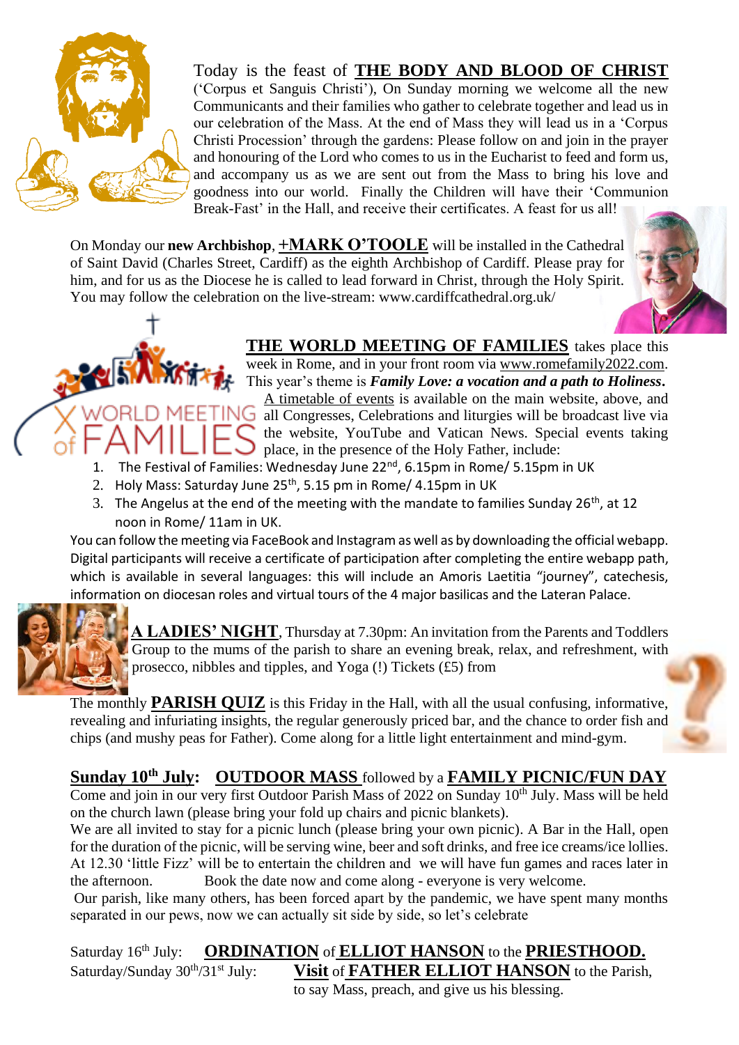Today is the feast of **THE BODY AND BLOOD OF CHRIST** ('Corpus et Sanguis Christi'), On Sunday morning we welcome all the new Communicants and their families who gather to celebrate together and lead us in our celebration of the Mass. At the end of Mass they will lead us in a 'Corpus Christi Procession' through the gardens: Please follow on and join in the prayer and honouring of the Lord who comes to us in the Eucharist to feed and form us, and accompany us as we are sent out from the Mass to bring his love and goodness into our world. Finally the Children will have their 'Communion Break-Fast' in the Hall, and receive their certificates. A feast for us all!

On Monday our **new Archbishop**, **+MARK O'TOOLE** will be installed in the Cathedral of Saint David (Charles Street, Cardiff) as the eighth Archbishop of Cardiff. Please pray for him, and for us as the Diocese he is called to lead forward in Christ, through the Holy Spirit. You may follow the celebration on the live-stream: www.cardiffcathedral.org.uk/

**THE WORLD MEETING OF FAMILIES** takes place this week in Rome, and in your front room via www.romefamily2022.com. This year's theme is ***Family Love: a vocation and a path to Holiness***. A timetable of events is available on the main website, above, and all Congresses, Celebrations and liturgies will be broadcast live via the website, YouTube and Vatican News. Special events taking place, in the presence of the Holy Father, include:

1. The Festival of Families: Wednesday June 22nd, 6.15pm in Rome/ 5.15pm in UK
2. Holy Mass: Saturday June 25th, 5.15 pm in Rome/ 4.15pm in UK
3. The Angelus at the end of the meeting with the mandate to families Sunday 26th, at 12 noon in Rome/ 11am in UK.

You can follow the meeting via FaceBook and Instagram as well as by downloading the official webapp. Digital participants will receive a certificate of participation after completing the entire webapp path, which is available in several languages: this will include an Amoris Laetitia "journey", catechesis, information on diocesan roles and virtual tours of the 4 major basilicas and the Lateran Palace.

**A LADIES' NIGHT**, Thursday at 7.30pm: An invitation from the Parents and Toddlers Group to the mums of the parish to share an evening break, relax, and refreshment, with prosecco, nibbles and tipples, and Yoga (!) Tickets (£5) from

The monthly **PARISH QUIZ** is this Friday in the Hall, with all the usual confusing, informative, revealing and infuriating insights, the regular generously priced bar, and the chance to order fish and chips (and mushy peas for Father). Come along for a little light entertainment and mind-gym.

## Sunday 10th July: OUTDOOR MASS followed by a FAMILY PICNIC/FUN DAY

Come and join in our very first Outdoor Parish Mass of 2022 on Sunday 10th July. Mass will be held on the church lawn (please bring your fold up chairs and picnic blankets).
We are all invited to stay for a picnic lunch (please bring your own picnic). A Bar in the Hall, open for the duration of the picnic, will be serving wine, beer and soft drinks, and free ice creams/ice lollies. At 12.30 'little Fizz' will be to entertain the children and we will have fun games and races later in the afternoon. Book the date now and come along - everyone is very welcome.
Our parish, like many others, has been forced apart by the pandemic, we have spent many months separated in our pews, now we can actually sit side by side, so let's celebrate

Saturday 16th July: **ORDINATION** of **ELLIOT HANSON** to the **PRIESTHOOD.**
Saturday/Sunday 30th/31st July: **Visit** of **FATHER ELLIOT HANSON** to the Parish, to say Mass, preach, and give us his blessing.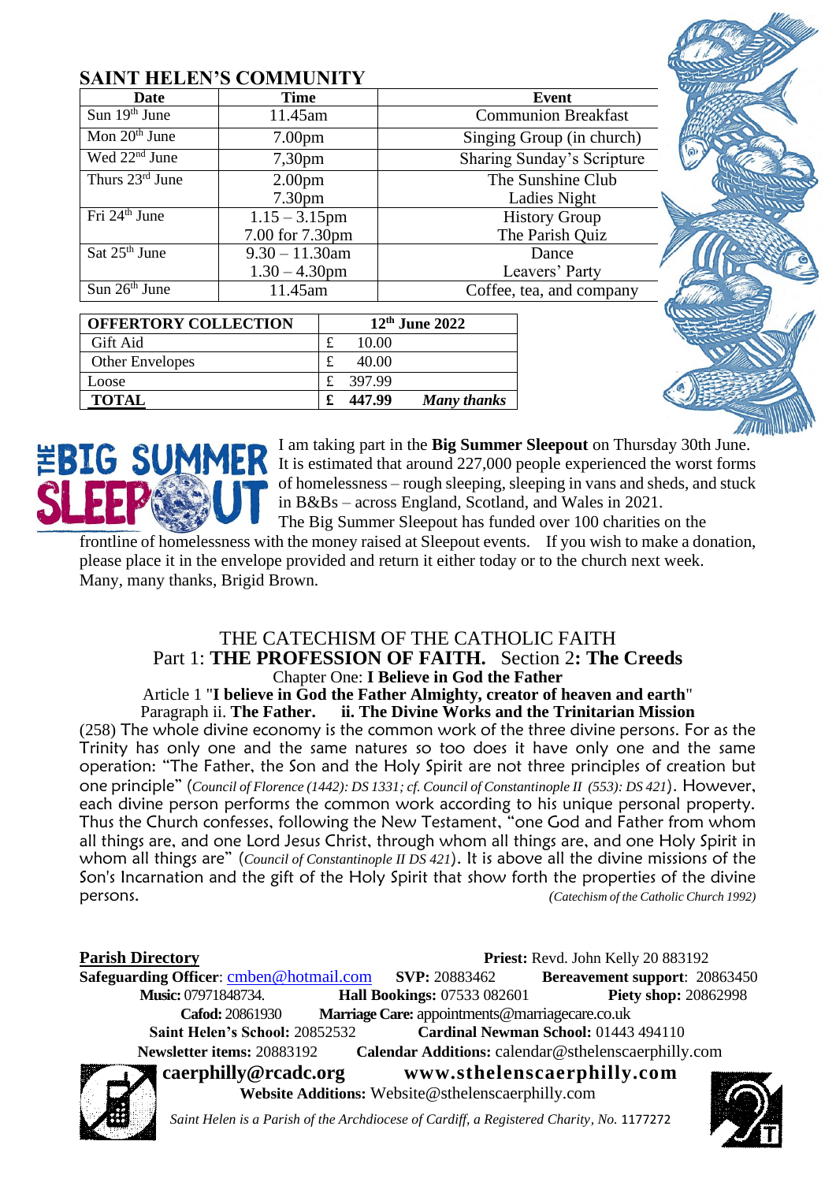## SAINT HELEN'S COMMUNITY

| Date | Time | Event |
|---|---|---|
| Sun 19th June | 11.45am | Communion Breakfast |
| Mon 20th June | 7.00pm | Singing Group (in church) |
| Wed 22nd June | 7,30pm | Sharing Sunday's Scripture |
| Thurs 23rd June | 2.00pm<br>7.30pm | The Sunshine Club<br>Ladies Night |
| Fri 24th June | 1.15 – 3.15pm<br>7.00 for 7.30pm | History Group<br>The Parish Quiz |
| Sat 25th June | 9.30 – 11.30am<br>1.30 – 4.30pm | Dance<br>Leavers' Party |
| Sun 26th June | 11.45am | Coffee, tea, and company |

| OFFERTORY COLLECTION | 12th June 2022 | |
|---|---|---|
| Gift Aid | £ 10.00 | |
| Other Envelopes | £ 40.00 | |
| Loose | £ 397.99 | |
| **TOTAL** | **£ 447.99** | ***Many thanks*** |

THE BIG SUMMER SLEEPOUT

I am taking part in the **Big Summer Sleepout** on Thursday 30th June. It is estimated that around 227,000 people experienced the worst forms of homelessness – rough sleeping, sleeping in vans and sheds, and stuck in B&Bs – across England, Scotland, and Wales in 2021. The Big Summer Sleepout has funded over 100 charities on the frontline of homelessness with the money raised at Sleepout events. If you wish to make a donation, please place it in the envelope provided and return it either today or to the church next week. Many, many thanks, Brigid Brown.

## THE CATECHISM OF THE CATHOLIC FAITH

### Part 1: **THE PROFESSION OF FAITH.** Section 2**: The Creeds**

Chapter One: **I Believe in God the Father**

Article 1 "**I believe in God the Father Almighty, creator of heaven and earth**"

Paragraph ii. **The Father. ii. The Divine Works and the Trinitarian Mission**

(258) The whole divine economy is the common work of the three divine persons. For as the Trinity has only one and the same natures so too does it have only one and the same operation: "The Father, the Son and the Holy Spirit are not three principles of creation but one principle" (*Council of Florence (1442): DS 1331; cf. Council of Constantinople II (553): DS 421*). However, each divine person performs the common work according to his unique personal property. Thus the Church confesses, following the New Testament, "one God and Father from whom all things are, and one Lord Jesus Christ, through whom all things are, and one Holy Spirit in whom all things are" (*Council of Constantinople II DS 421*). It is above all the divine missions of the Son's Incarnation and the gift of the Holy Spirit that show forth the properties of the divine persons. *(Catechism of the Catholic Church 1992)*

**Parish Directory** **Priest:** Revd. John Kelly 20 883192

**Safeguarding Officer**: cmben@hotmail.com **SVP:** 20883462 **Bereavement support**: 20863450

**Music:** 07971848734. **Hall Bookings:** 07533 082601 **Piety shop:** 20862998

**Cafod:** 20861930 **Marriage Care:** appointments@marriagecare.co.uk

**Saint Helen's School:** 20852532 **Cardinal Newman School:** 01443 494110

**Newsletter items:** 20883192 **Calendar Additions:** calendar@sthelenscaerphilly.com

**caerphilly@rcadc.org** **www.sthelenscaerphilly.com**

**Website Additions:** Website@sthelenscaerphilly.com

*Saint Helen is a Parish of the Archdiocese of Cardiff, a Registered Charity, No.* 1177272